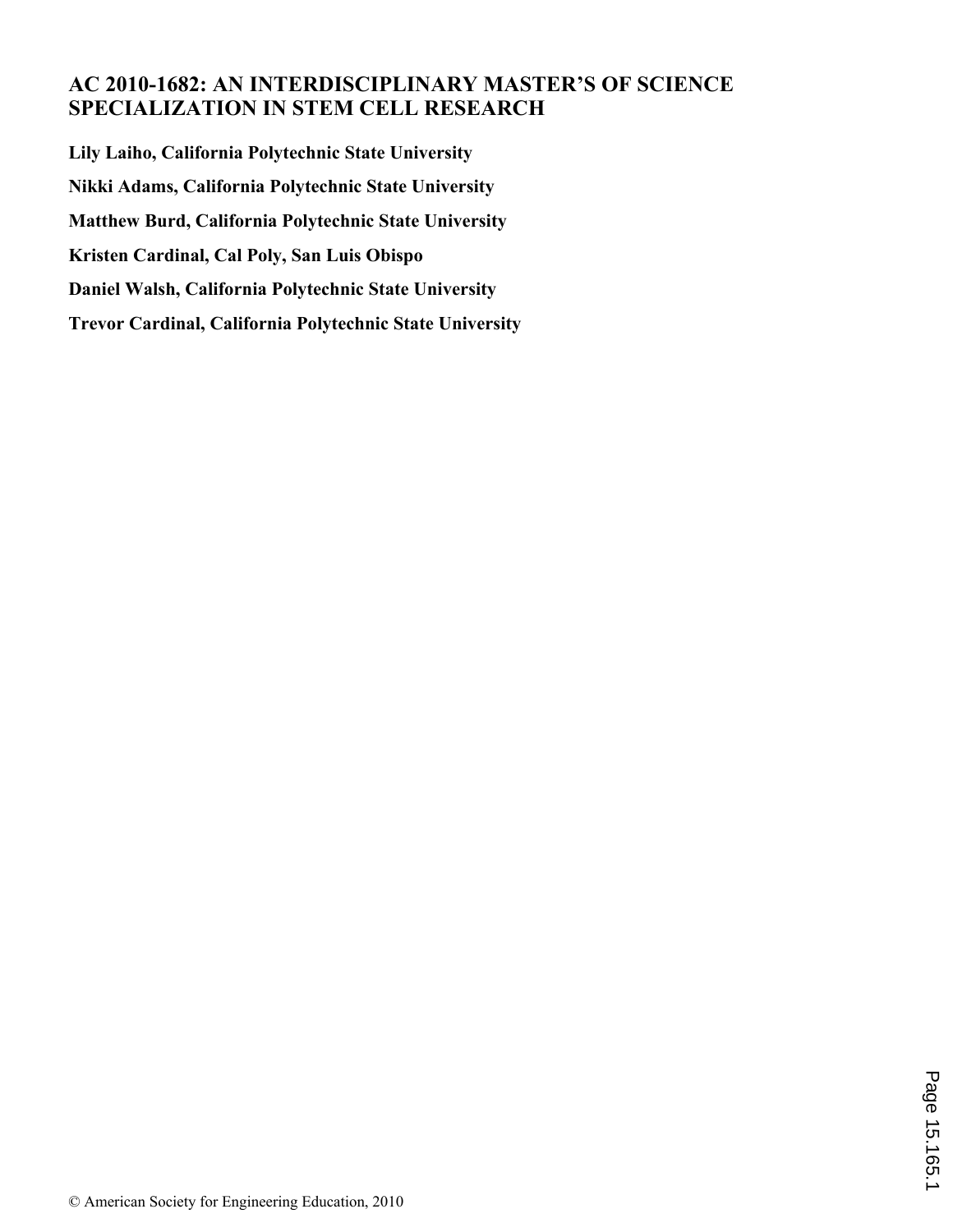# AC 2010-1682: AN INTERDISCIPLINARY MASTER'S OF SCIENCE SPECIALIZATION IN STEM CELL RESEARCH

**Lily Laiho, California Polytechnic State University**

**Nikki Adams, California Polytechnic State University**

**Matthew Burd, California Polytechnic State University**

**Kristen Cardinal, Cal Poly, San Luis Obispo**

**Daniel Walsh, California Polytechnic State University**

**Trevor Cardinal, California Polytechnic State University**

© American Society for Engineering Education, 2010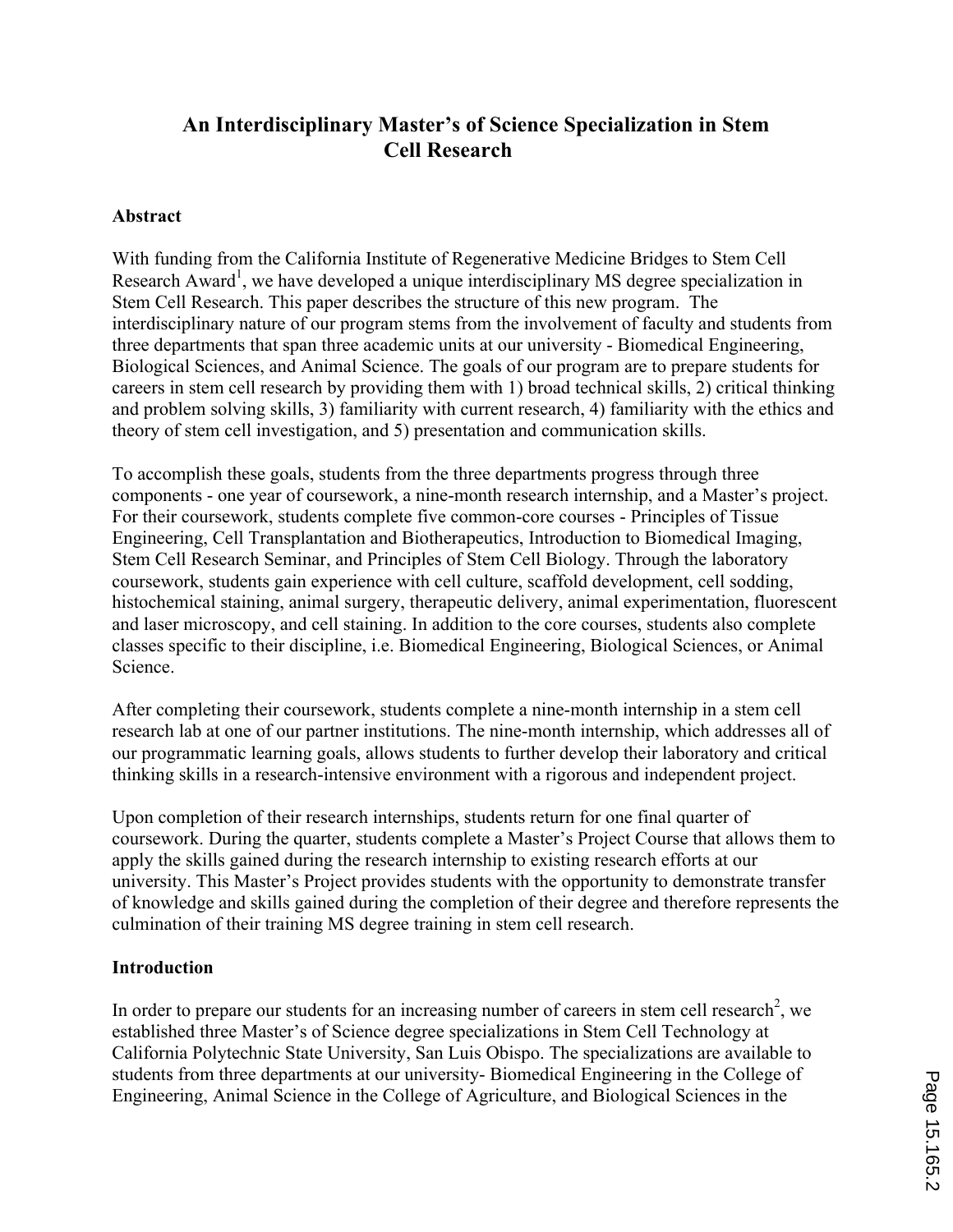# An Interdisciplinary Master's of Science Specialization in Stem Cell Research

## Abstract

With funding from the California Institute of Regenerative Medicine Bridges to Stem Cell Research Award[1], we have developed a unique interdisciplinary MS degree specialization in Stem Cell Research. This paper describes the structure of this new program. The interdisciplinary nature of our program stems from the involvement of faculty and students from three departments that span three academic units at our university - Biomedical Engineering, Biological Sciences, and Animal Science. The goals of our program are to prepare students for careers in stem cell research by providing them with 1) broad technical skills, 2) critical thinking and problem solving skills, 3) familiarity with current research, 4) familiarity with the ethics and theory of stem cell investigation, and 5) presentation and communication skills.

To accomplish these goals, students from the three departments progress through three components - one year of coursework, a nine-month research internship, and a Master's project. For their coursework, students complete five common-core courses - Principles of Tissue Engineering, Cell Transplantation and Biotherapeutics, Introduction to Biomedical Imaging, Stem Cell Research Seminar, and Principles of Stem Cell Biology. Through the laboratory coursework, students gain experience with cell culture, scaffold development, cell sodding, histochemical staining, animal surgery, therapeutic delivery, animal experimentation, fluorescent and laser microscopy, and cell staining. In addition to the core courses, students also complete classes specific to their discipline, i.e. Biomedical Engineering, Biological Sciences, or Animal Science.

After completing their coursework, students complete a nine-month internship in a stem cell research lab at one of our partner institutions. The nine-month internship, which addresses all of our programmatic learning goals, allows students to further develop their laboratory and critical thinking skills in a research-intensive environment with a rigorous and independent project.

Upon completion of their research internships, students return for one final quarter of coursework. During the quarter, students complete a Master's Project Course that allows them to apply the skills gained during the research internship to existing research efforts at our university. This Master's Project provides students with the opportunity to demonstrate transfer of knowledge and skills gained during the completion of their degree and therefore represents the culmination of their training MS degree training in stem cell research.

## Introduction

In order to prepare our students for an increasing number of careers in stem cell research[2], we established three Master's of Science degree specializations in Stem Cell Technology at California Polytechnic State University, San Luis Obispo. The specializations are available to students from three departments at our university- Biomedical Engineering in the College of Engineering, Animal Science in the College of Agriculture, and Biological Sciences in the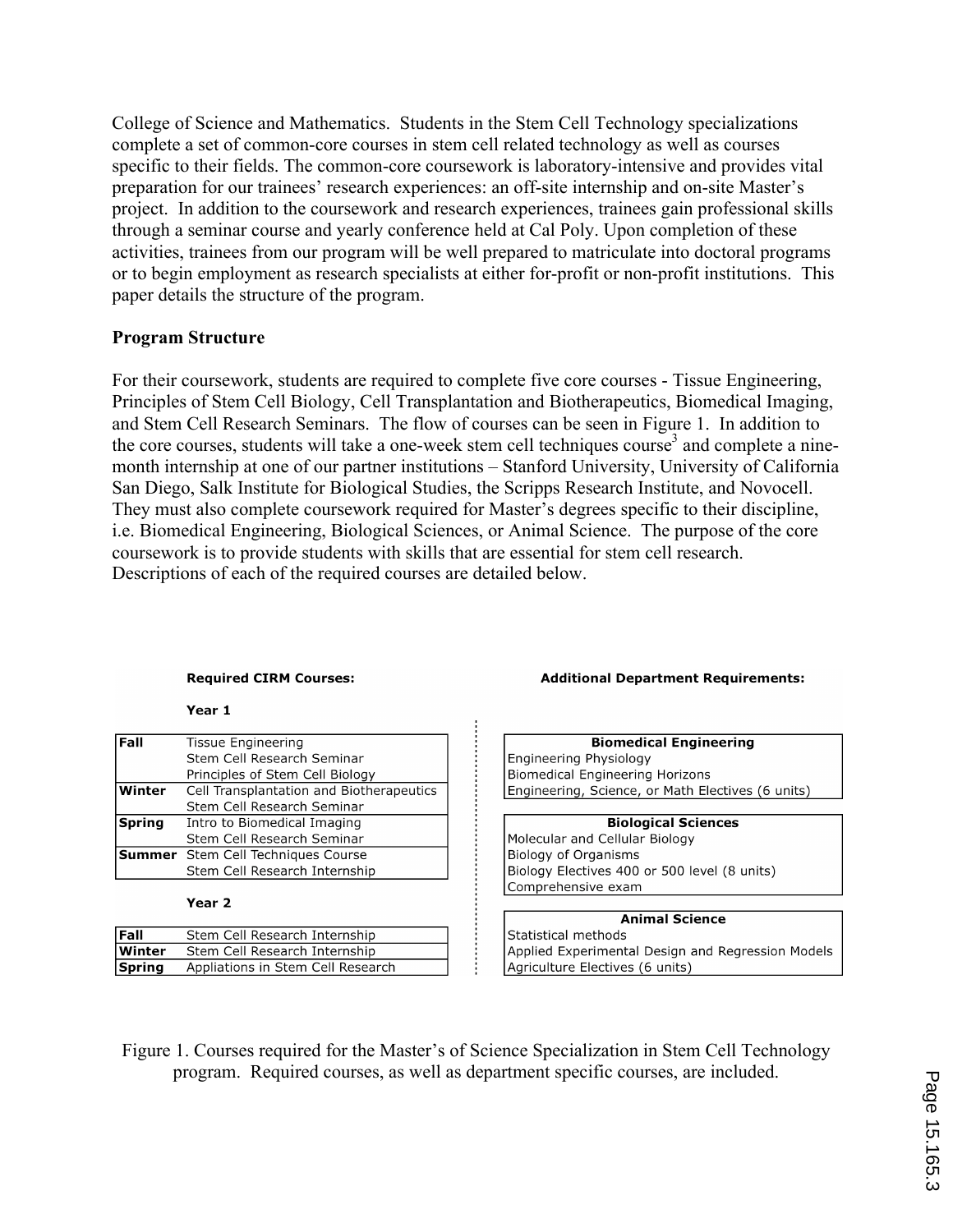College of Science and Mathematics. Students in the Stem Cell Technology specializations complete a set of common-core courses in stem cell related technology as well as courses specific to their fields. The common-core coursework is laboratory-intensive and provides vital preparation for our trainees' research experiences: an off-site internship and on-site Master's project. In addition to the coursework and research experiences, trainees gain professional skills through a seminar course and yearly conference held at Cal Poly. Upon completion of these activities, trainees from our program will be well prepared to matriculate into doctoral programs or to begin employment as research specialists at either for-profit or non-profit institutions. This paper details the structure of the program.

## Program Structure

For their coursework, students are required to complete five core courses - Tissue Engineering, Principles of Stem Cell Biology, Cell Transplantation and Biotherapeutics, Biomedical Imaging, and Stem Cell Research Seminars. The flow of courses can be seen in Figure 1. In addition to the core courses, students will take a one-week stem cell techniques course[3] and complete a nine-month internship at one of our partner institutions – Stanford University, University of California San Diego, Salk Institute for Biological Studies, the Scripps Research Institute, and Novocell. They must also complete coursework required for Master's degrees specific to their discipline, i.e. Biomedical Engineering, Biological Sciences, or Animal Science. The purpose of the core coursework is to provide students with skills that are essential for stem cell research. Descriptions of each of the required courses are detailed below.

**Required CIRM Courses:**

**Year 1**

| Quarter | Course |
|---|---|
| **Fall** | Tissue Engineering<br>Stem Cell Research Seminar<br>Principles of Stem Cell Biology |
| **Winter** | Cell Transplantation and Biotherapeutics<br>Stem Cell Research Seminar |
| **Spring** | Intro to Biomedical Imaging<br>Stem Cell Research Seminar |
| **Summer** | Stem Cell Techniques Course<br>Stem Cell Research Internship |

**Year 2**

| Quarter | Course |
|---|---|
| **Fall** | Stem Cell Research Internship |
| **Winter** | Stem Cell Research Internship |
| **Spring** | Appliations in Stem Cell Research |

**Additional Department Requirements:**

| **Biomedical Engineering** |
|---|
| Engineering Physiology |
| Biomedical Engineering Horizons |
| Engineering, Science, or Math Electives (6 units) |

| **Biological Sciences** |
|---|
| Molecular and Cellular Biology |
| Biology of Organisms |
| Biology Electives 400 or 500 level (8 units) |
| Comprehensive exam |

| **Animal Science** |
|---|
| Statistical methods |
| Applied Experimental Design and Regression Models |
| Agriculture Electives (6 units) |

Figure 1. Courses required for the Master's of Science Specialization in Stem Cell Technology program. Required courses, as well as department specific courses, are included.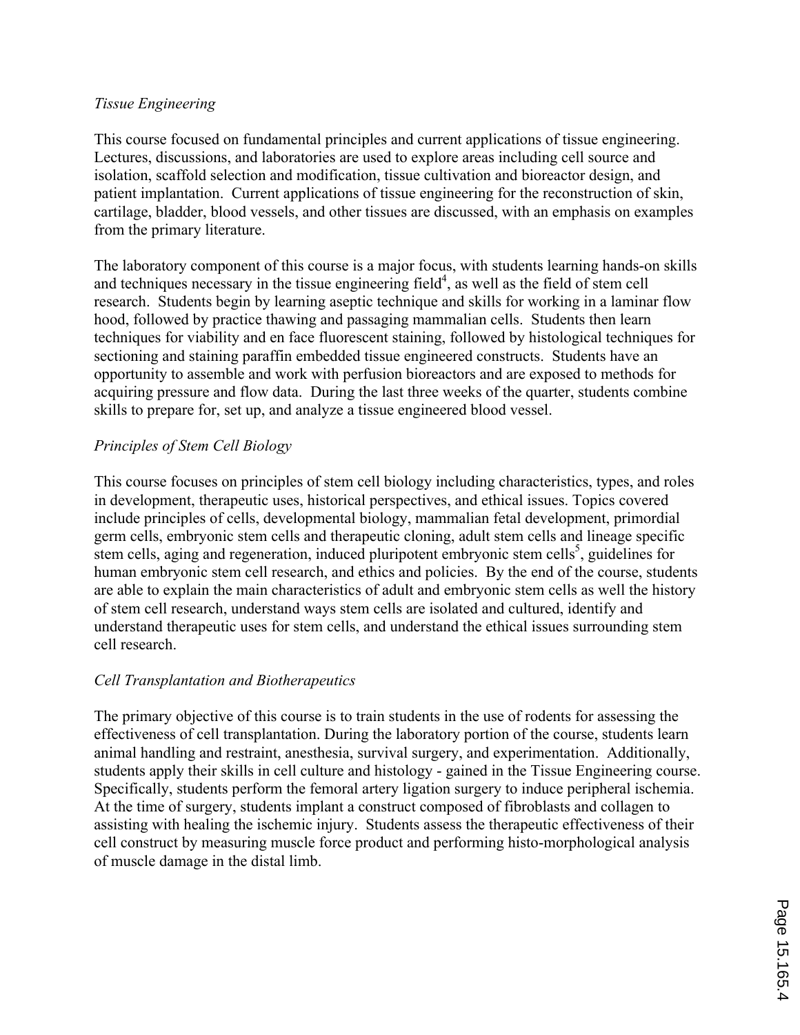*Tissue Engineering*

This course focused on fundamental principles and current applications of tissue engineering. Lectures, discussions, and laboratories are used to explore areas including cell source and isolation, scaffold selection and modification, tissue cultivation and bioreactor design, and patient implantation. Current applications of tissue engineering for the reconstruction of skin, cartilage, bladder, blood vessels, and other tissues are discussed, with an emphasis on examples from the primary literature.

The laboratory component of this course is a major focus, with students learning hands-on skills and techniques necessary in the tissue engineering field[4], as well as the field of stem cell research. Students begin by learning aseptic technique and skills for working in a laminar flow hood, followed by practice thawing and passaging mammalian cells. Students then learn techniques for viability and en face fluorescent staining, followed by histological techniques for sectioning and staining paraffin embedded tissue engineered constructs. Students have an opportunity to assemble and work with perfusion bioreactors and are exposed to methods for acquiring pressure and flow data. During the last three weeks of the quarter, students combine skills to prepare for, set up, and analyze a tissue engineered blood vessel.

*Principles of Stem Cell Biology*

This course focuses on principles of stem cell biology including characteristics, types, and roles in development, therapeutic uses, historical perspectives, and ethical issues. Topics covered include principles of cells, developmental biology, mammalian fetal development, primordial germ cells, embryonic stem cells and therapeutic cloning, adult stem cells and lineage specific stem cells, aging and regeneration, induced pluripotent embryonic stem cells[5], guidelines for human embryonic stem cell research, and ethics and policies. By the end of the course, students are able to explain the main characteristics of adult and embryonic stem cells as well the history of stem cell research, understand ways stem cells are isolated and cultured, identify and understand therapeutic uses for stem cells, and understand the ethical issues surrounding stem cell research.

*Cell Transplantation and Biotherapeutics*

The primary objective of this course is to train students in the use of rodents for assessing the effectiveness of cell transplantation. During the laboratory portion of the course, students learn animal handling and restraint, anesthesia, survival surgery, and experimentation. Additionally, students apply their skills in cell culture and histology - gained in the Tissue Engineering course. Specifically, students perform the femoral artery ligation surgery to induce peripheral ischemia. At the time of surgery, students implant a construct composed of fibroblasts and collagen to assisting with healing the ischemic injury. Students assess the therapeutic effectiveness of their cell construct by measuring muscle force product and performing histo-morphological analysis of muscle damage in the distal limb.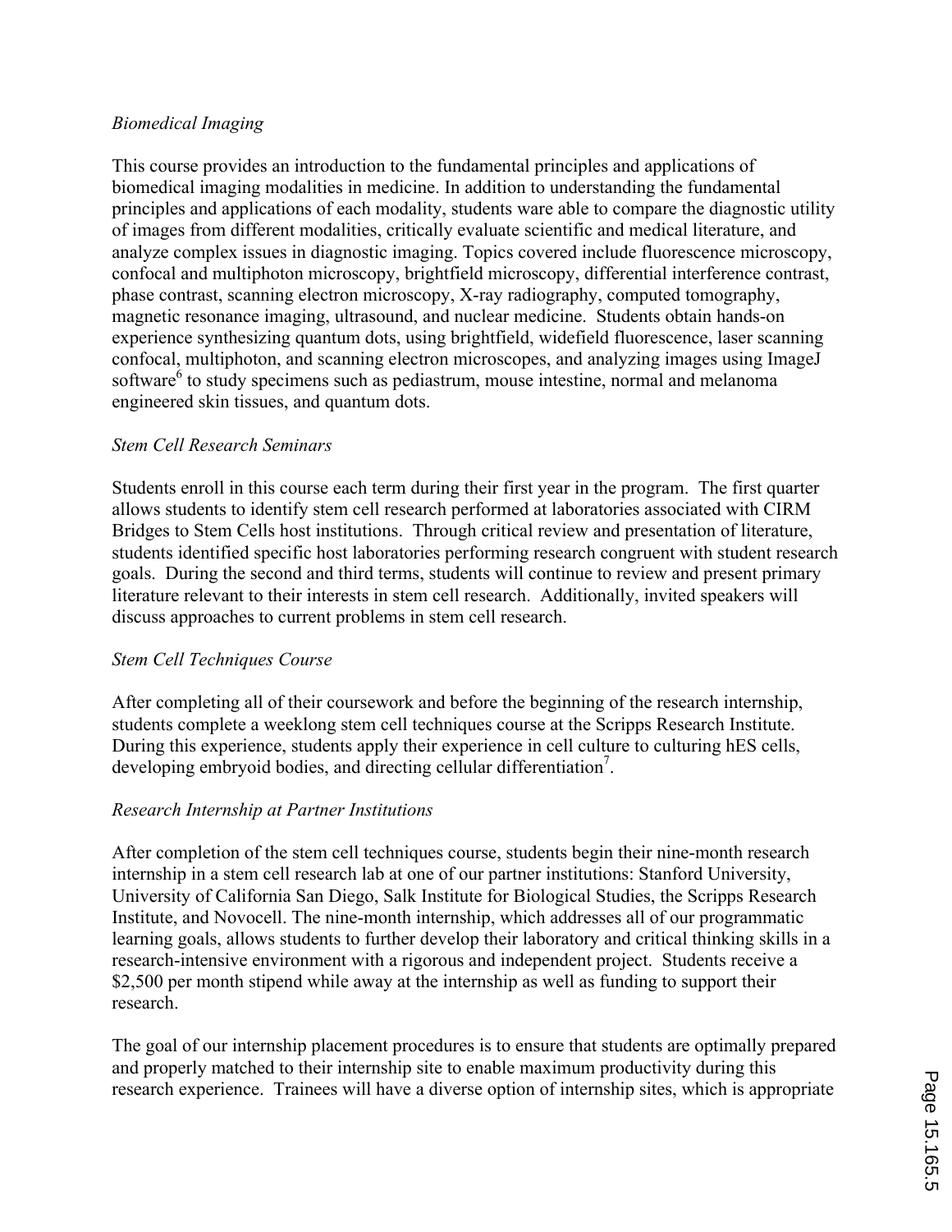*Biomedical Imaging*

This course provides an introduction to the fundamental principles and applications of biomedical imaging modalities in medicine. In addition to understanding the fundamental principles and applications of each modality, students ware able to compare the diagnostic utility of images from different modalities, critically evaluate scientific and medical literature, and analyze complex issues in diagnostic imaging. Topics covered include fluorescence microscopy, confocal and multiphoton microscopy, brightfield microscopy, differential interference contrast, phase contrast, scanning electron microscopy, X-ray radiography, computed tomography, magnetic resonance imaging, ultrasound, and nuclear medicine. Students obtain hands-on experience synthesizing quantum dots, using brightfield, widefield fluorescence, laser scanning confocal, multiphoton, and scanning electron microscopes, and analyzing images using ImageJ software[6] to study specimens such as pediastrum, mouse intestine, normal and melanoma engineered skin tissues, and quantum dots.

*Stem Cell Research Seminars*

Students enroll in this course each term during their first year in the program. The first quarter allows students to identify stem cell research performed at laboratories associated with CIRM Bridges to Stem Cells host institutions. Through critical review and presentation of literature, students identified specific host laboratories performing research congruent with student research goals. During the second and third terms, students will continue to review and present primary literature relevant to their interests in stem cell research. Additionally, invited speakers will discuss approaches to current problems in stem cell research.

*Stem Cell Techniques Course*

After completing all of their coursework and before the beginning of the research internship, students complete a weeklong stem cell techniques course at the Scripps Research Institute. During this experience, students apply their experience in cell culture to culturing hES cells, developing embryoid bodies, and directing cellular differentiation[7].

*Research Internship at Partner Institutions*

After completion of the stem cell techniques course, students begin their nine-month research internship in a stem cell research lab at one of our partner institutions: Stanford University, University of California San Diego, Salk Institute for Biological Studies, the Scripps Research Institute, and Novocell. The nine-month internship, which addresses all of our programmatic learning goals, allows students to further develop their laboratory and critical thinking skills in a research-intensive environment with a rigorous and independent project. Students receive a $2,500 per month stipend while away at the internship as well as funding to support their research.

The goal of our internship placement procedures is to ensure that students are optimally prepared and properly matched to their internship site to enable maximum productivity during this research experience. Trainees will have a diverse option of internship sites, which is appropriate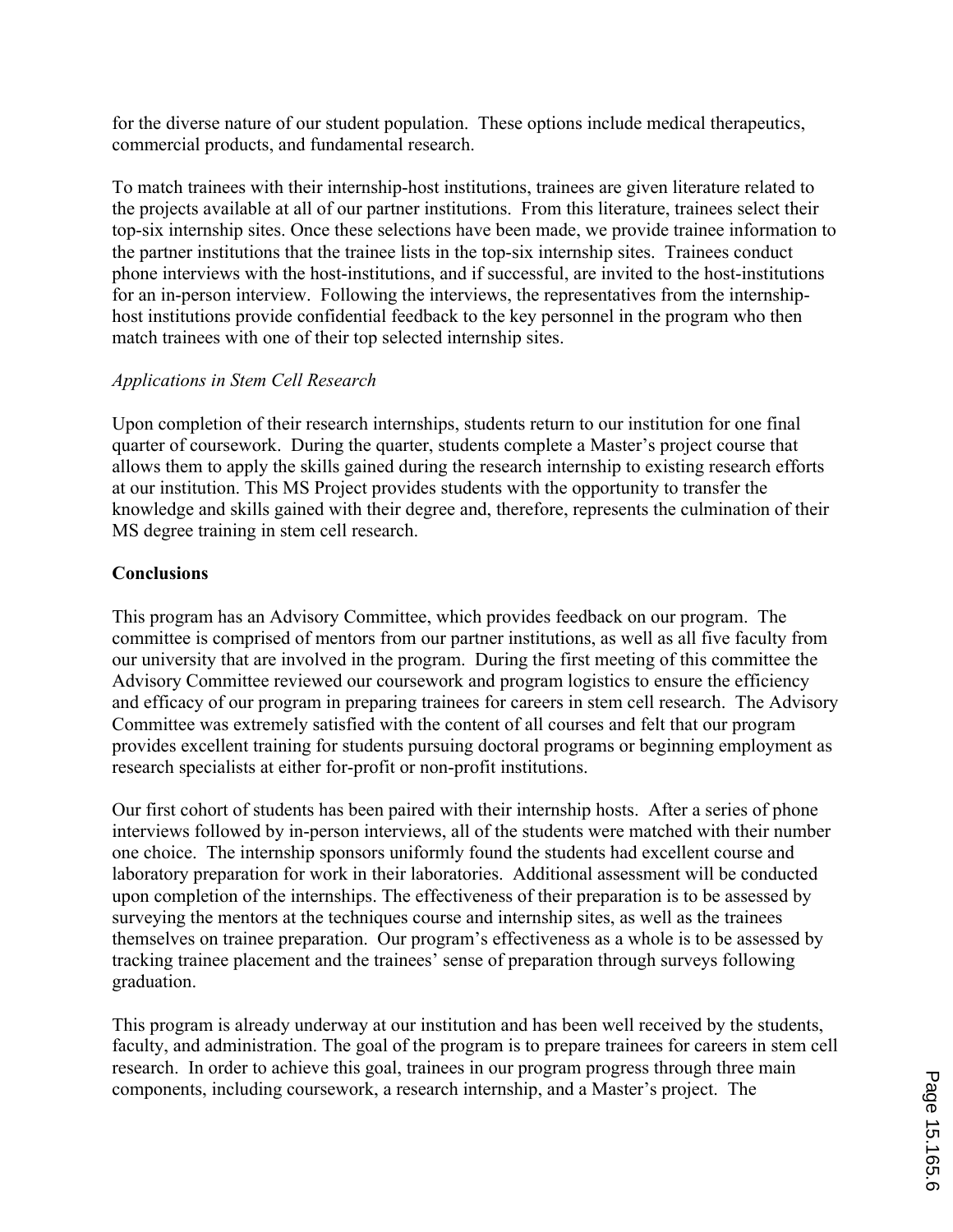for the diverse nature of our student population. These options include medical therapeutics, commercial products, and fundamental research.

To match trainees with their internship-host institutions, trainees are given literature related to the projects available at all of our partner institutions. From this literature, trainees select their top-six internship sites. Once these selections have been made, we provide trainee information to the partner institutions that the trainee lists in the top-six internship sites. Trainees conduct phone interviews with the host-institutions, and if successful, are invited to the host-institutions for an in-person interview. Following the interviews, the representatives from the internship-host institutions provide confidential feedback to the key personnel in the program who then match trainees with one of their top selected internship sites.

*Applications in Stem Cell Research*

Upon completion of their research internships, students return to our institution for one final quarter of coursework. During the quarter, students complete a Master's project course that allows them to apply the skills gained during the research internship to existing research efforts at our institution. This MS Project provides students with the opportunity to transfer the knowledge and skills gained with their degree and, therefore, represents the culmination of their MS degree training in stem cell research.

**Conclusions**

This program has an Advisory Committee, which provides feedback on our program. The committee is comprised of mentors from our partner institutions, as well as all five faculty from our university that are involved in the program. During the first meeting of this committee the Advisory Committee reviewed our coursework and program logistics to ensure the efficiency and efficacy of our program in preparing trainees for careers in stem cell research. The Advisory Committee was extremely satisfied with the content of all courses and felt that our program provides excellent training for students pursuing doctoral programs or beginning employment as research specialists at either for-profit or non-profit institutions.

Our first cohort of students has been paired with their internship hosts. After a series of phone interviews followed by in-person interviews, all of the students were matched with their number one choice. The internship sponsors uniformly found the students had excellent course and laboratory preparation for work in their laboratories. Additional assessment will be conducted upon completion of the internships. The effectiveness of their preparation is to be assessed by surveying the mentors at the techniques course and internship sites, as well as the trainees themselves on trainee preparation. Our program's effectiveness as a whole is to be assessed by tracking trainee placement and the trainees' sense of preparation through surveys following graduation.

This program is already underway at our institution and has been well received by the students, faculty, and administration. The goal of the program is to prepare trainees for careers in stem cell research. In order to achieve this goal, trainees in our program progress through three main components, including coursework, a research internship, and a Master's project. The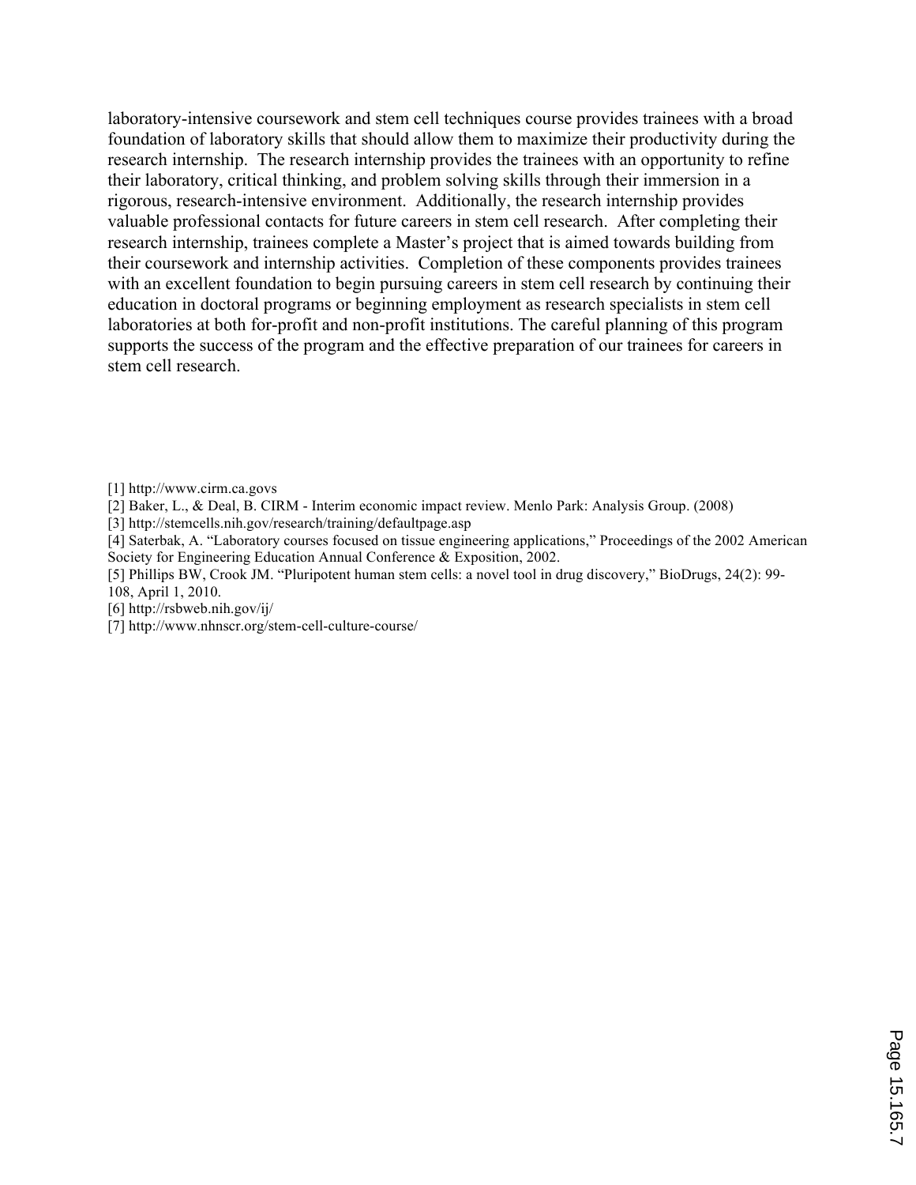laboratory-intensive coursework and stem cell techniques course provides trainees with a broad foundation of laboratory skills that should allow them to maximize their productivity during the research internship. The research internship provides the trainees with an opportunity to refine their laboratory, critical thinking, and problem solving skills through their immersion in a rigorous, research-intensive environment. Additionally, the research internship provides valuable professional contacts for future careers in stem cell research. After completing their research internship, trainees complete a Master's project that is aimed towards building from their coursework and internship activities. Completion of these components provides trainees with an excellent foundation to begin pursuing careers in stem cell research by continuing their education in doctoral programs or beginning employment as research specialists in stem cell laboratories at both for-profit and non-profit institutions. The careful planning of this program supports the success of the program and the effective preparation of our trainees for careers in stem cell research.

[1] http://www.cirm.ca.govs

[2] Baker, L., & Deal, B. CIRM - Interim economic impact review. Menlo Park: Analysis Group. (2008)

[3] http://stemcells.nih.gov/research/training/defaultpage.asp

[4] Saterbak, A. "Laboratory courses focused on tissue engineering applications," Proceedings of the 2002 American Society for Engineering Education Annual Conference & Exposition, 2002.

[5] Phillips BW, Crook JM. "Pluripotent human stem cells: a novel tool in drug discovery," BioDrugs, 24(2): 99-108, April 1, 2010.

[6] http://rsbweb.nih.gov/ij/

[7] http://www.nhnscr.org/stem-cell-culture-course/